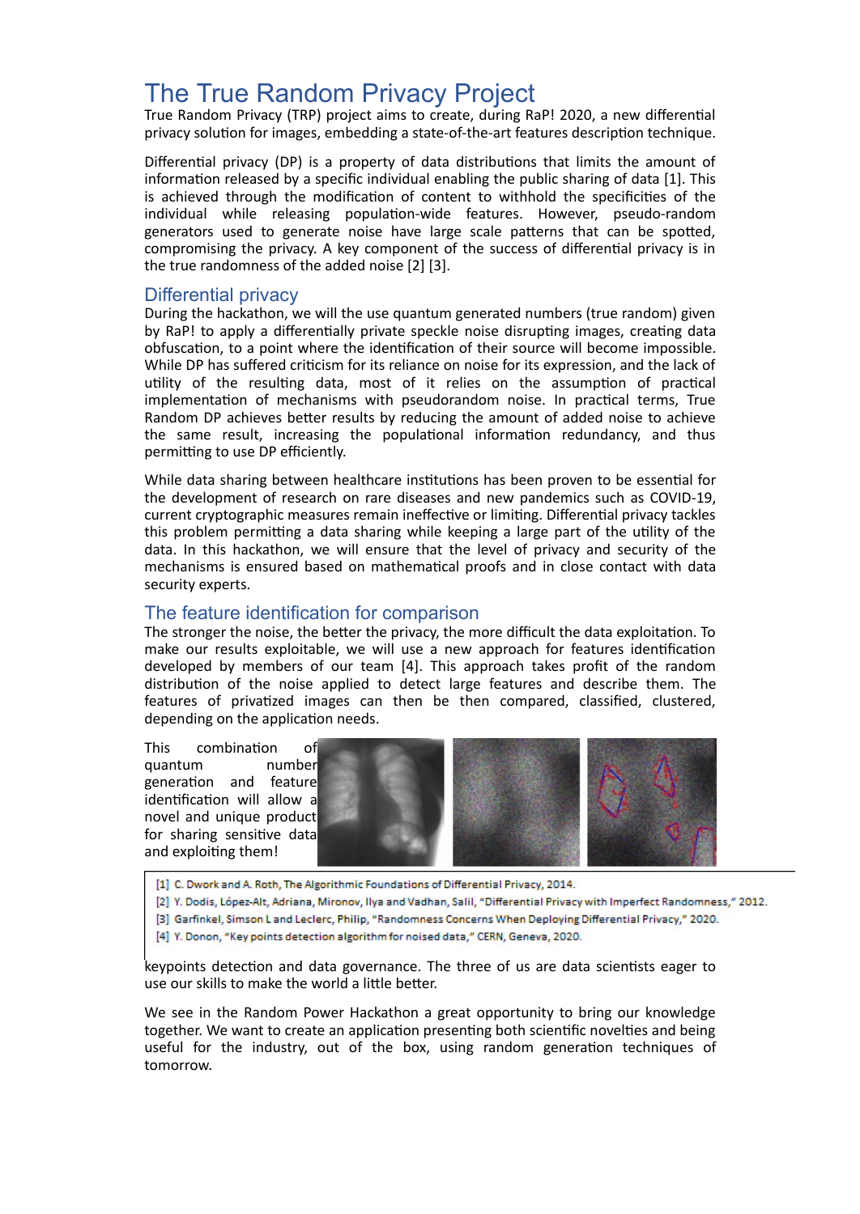# The True Random Privacy Project

True Random Privacy (TRP) project aims to create, during RaP! 2020, a new differential privacy solution for images, embedding a state-of-the-art features description technique.

Differential privacy (DP) is a property of data distributions that limits the amount of information released by a specific individual enabling the public sharing of data [1]. This is achieved through the modification of content to withhold the specificities of the individual while releasing population-wide features. However, pseudo-random generators used to generate noise have large scale patterns that can be spotted, compromising the privacy. A key component of the success of differential privacy is in the true randomness of the added noise [2] [3].

## Differential privacy

During the hackathon, we will the use quantum generated numbers (true random) given by RaP! to apply a differentially private speckle noise disrupting images, creating data obfuscation, to a point where the identification of their source will become impossible. While DP has suffered criticism for its reliance on noise for its expression, and the lack of utility of the resulting data, most of it relies on the assumption of practical implementation of mechanisms with pseudorandom noise. In practical terms, True Random DP achieves better results by reducing the amount of added noise to achieve the same result, increasing the populational information redundancy, and thus permitting to use DP efficiently.

While data sharing between healthcare institutions has been proven to be essential for the development of research on rare diseases and new pandemics such as COVID-19, current cryptographic measures remain ineffective or limiting. Differential privacy tackles this problem permitting a data sharing while keeping a large part of the utility of the data. In this hackathon, we will ensure that the level of privacy and security of the mechanisms is ensured based on mathematical proofs and in close contact with data security experts.

## The feature identification for comparison

The stronger the noise, the better the privacy, the more difficult the data exploitation. To make our results exploitable, we will use a new approach for features identification developed by members of our team [4]. This approach takes profit of the random distribution of the noise applied to detect large features and describe them. The features of privatized images can then be then compared, classified, clustered, depending on the application needs.

This combination of quantum number generation and feature identification will allow a novel and unique product for sharing sensitive data and exploiting them!

[1] C. Dwork and A. Roth, The Algorithmic Foundations of Differential Privacy, 2014.
[2] Y. Dodis, López-Alt, Adriana, Mironov, Ilya and Vadhan, Salil, "Differential Privacy with Imperfect Randomness," 2012.
[3] Garfinkel, Simson L and Leclerc, Philip, "Randomness Concerns When Deploying Differential Privacy," 2020.
[4] Y. Donon, "Key points detection algorithm for noised data," CERN, Geneva, 2020.

keypoints detection and data governance. The three of us are data scientists eager to use our skills to make the world a little better.

We see in the Random Power Hackathon a great opportunity to bring our knowledge together. We want to create an application presenting both scientific novelties and being useful for the industry, out of the box, using random generation techniques of tomorrow.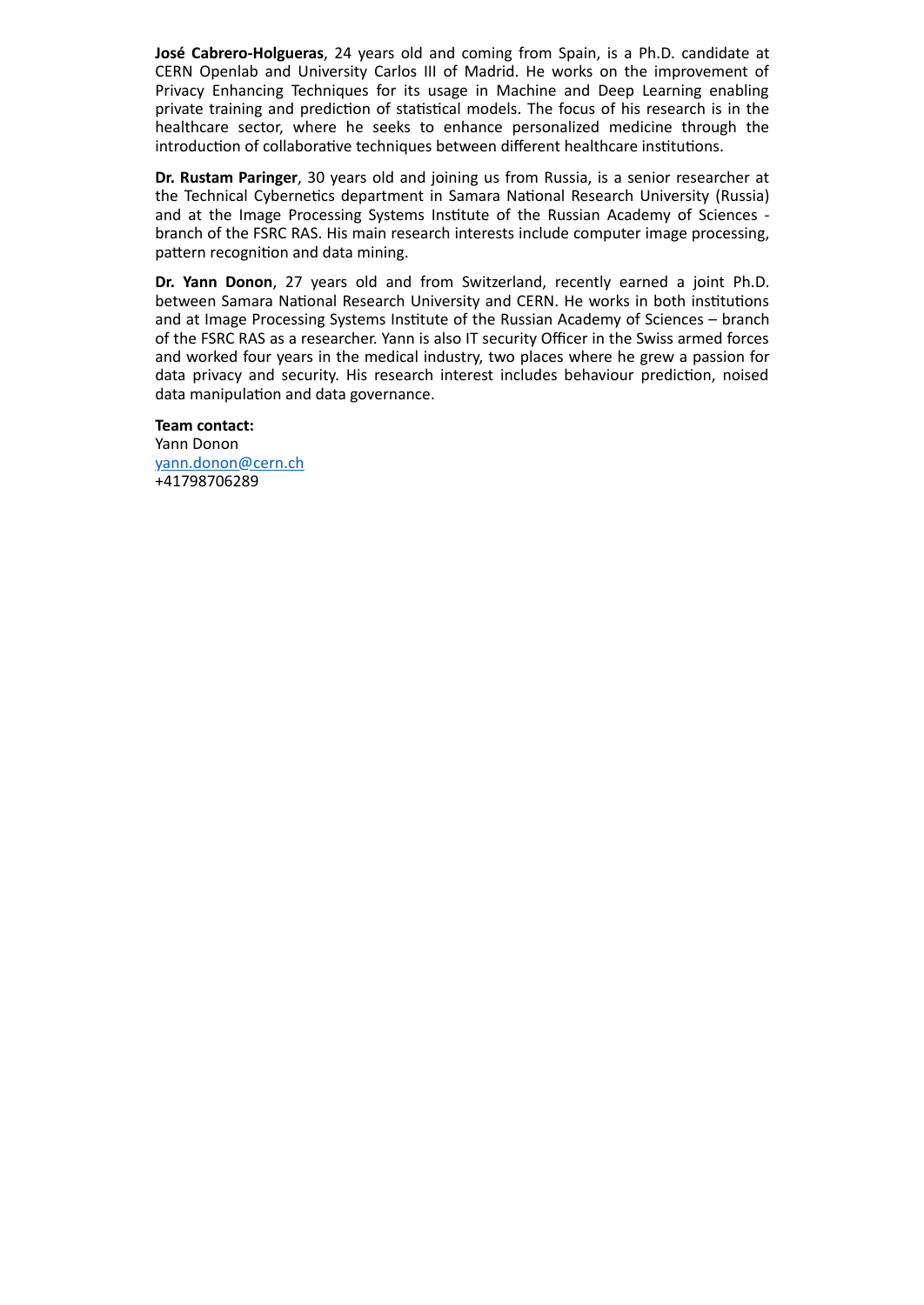**José Cabrero-Holgueras**, 24 years old and coming from Spain, is a Ph.D. candidate at CERN Openlab and University Carlos III of Madrid. He works on the improvement of Privacy Enhancing Techniques for its usage in Machine and Deep Learning enabling private training and prediction of statistical models. The focus of his research is in the healthcare sector, where he seeks to enhance personalized medicine through the introduction of collaborative techniques between different healthcare institutions.

**Dr. Rustam Paringer**, 30 years old and joining us from Russia, is a senior researcher at the Technical Cybernetics department in Samara National Research University (Russia) and at the Image Processing Systems Institute of the Russian Academy of Sciences - branch of the FSRC RAS. His main research interests include computer image processing, pattern recognition and data mining.

**Dr. Yann Donon**, 27 years old and from Switzerland, recently earned a joint Ph.D. between Samara National Research University and CERN. He works in both institutions and at Image Processing Systems Institute of the Russian Academy of Sciences – branch of the FSRC RAS as a researcher. Yann is also IT security Officer in the Swiss armed forces and worked four years in the medical industry, two places where he grew a passion for data privacy and security. His research interest includes behaviour prediction, noised data manipulation and data governance.

**Team contact:**
Yann Donon
yann.donon@cern.ch
+41798706289